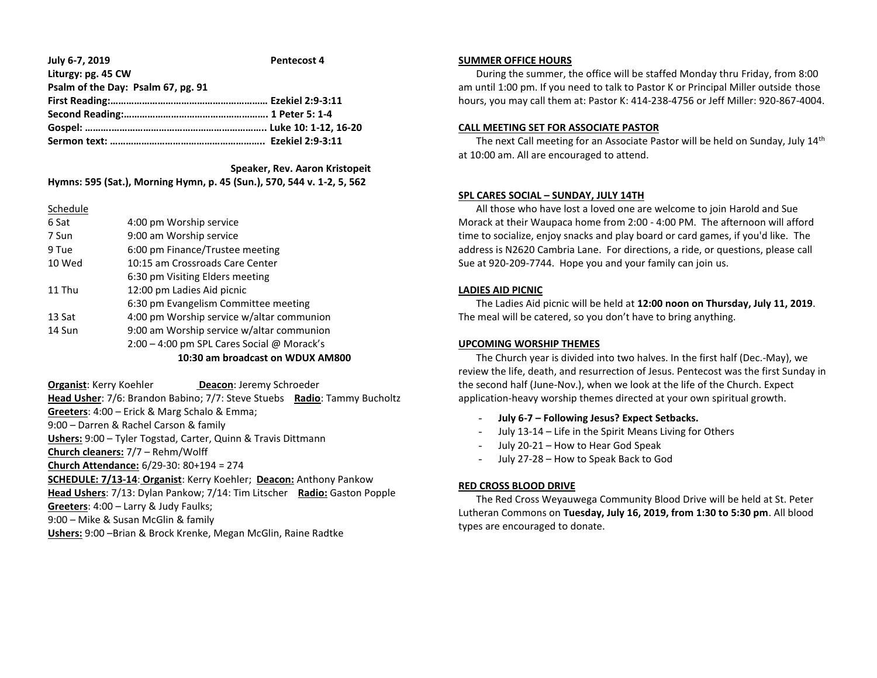**July 6-7, 2019** **Pentecost 4**

**Liturgy: pg. 45 CW**

**Psalm of the Day: Psalm 67, pg. 91**

**First Reading:…………………………………………………… Ezekiel 2:9-3:11**

**Second Reading:……………………………………………… 1 Peter 5: 1-4**

**Gospel: ……..…………………………………………………. Luke 10: 1-12, 16-20**

**Sermon text: ………………………………………………….. Ezekiel 2:9-3:11**

**Speaker, Rev. Aaron Kristopeit**

**Hymns: 595 (Sat.), Morning Hymn, p. 45 (Sun.), 570, 544 v. 1-2, 5, 562**

Schedule

| | |
|---|---|
| 6 Sat | 4:00 pm Worship service |
| 7 Sun | 9:00 am Worship service |
| 9 Tue | 6:00 pm Finance/Trustee meeting |
| 10 Wed | 10:15 am Crossroads Care Center |
| | 6:30 pm Visiting Elders meeting |
| 11 Thu | 12:00 pm Ladies Aid picnic |
| | 6:30 pm Evangelism Committee meeting |
| 13 Sat | 4:00 pm Worship service w/altar communion |
| 14 Sun | 9:00 am Worship service w/altar communion |
| | 2:00 – 4:00 pm SPL Cares Social @ Morack's |

**10:30 am broadcast on WDUX AM800**

**Organist**: Kerry Koehler **Deacon**: Jeremy Schroeder

**Head Usher**: 7/6: Brandon Babino; 7/7: Steve Stuebs **Radio**: Tammy Bucholtz

**Greeters**: 4:00 – Erick & Marg Schalo & Emma;
9:00 – Darren & Rachel Carson & family

**Ushers:** 9:00 – Tyler Togstad, Carter, Quinn & Travis Dittmann

**Church cleaners:** 7/7 – Rehm/Wolff

**Church Attendance:** 6/29-30: 80+194 = 274

**SCHEDULE: 7/13-14**: **Organist**: Kerry Koehler; **Deacon:** Anthony Pankow

**Head Ushers**: 7/13: Dylan Pankow; 7/14: Tim Litscher **Radio:** Gaston Popple

**Greeters**: 4:00 – Larry & Judy Faulks;
9:00 – Mike & Susan McGlin & family

**Ushers:** 9:00 –Brian & Brock Krenke, Megan McGlin, Raine Radtke

## SUMMER OFFICE HOURS

During the summer, the office will be staffed Monday thru Friday, from 8:00 am until 1:00 pm. If you need to talk to Pastor K or Principal Miller outside those hours, you may call them at: Pastor K: 414-238-4756 or Jeff Miller: 920-867-4004.

## CALL MEETING SET FOR ASSOCIATE PASTOR

The next Call meeting for an Associate Pastor will be held on Sunday, July 14th at 10:00 am. All are encouraged to attend.

## SPL CARES SOCIAL – SUNDAY, JULY 14TH

All those who have lost a loved one are welcome to join Harold and Sue Morack at their Waupaca home from 2:00 - 4:00 PM. The afternoon will afford time to socialize, enjoy snacks and play board or card games, if you'd like. The address is N2620 Cambria Lane. For directions, a ride, or questions, please call Sue at 920-209-7744. Hope you and your family can join us.

## LADIES AID PICNIC

The Ladies Aid picnic will be held at **12:00 noon on Thursday, July 11, 2019**. The meal will be catered, so you don't have to bring anything.

## UPCOMING WORSHIP THEMES

The Church year is divided into two halves. In the first half (Dec.-May), we review the life, death, and resurrection of Jesus. Pentecost was the first Sunday in the second half (June-Nov.), when we look at the life of the Church. Expect application-heavy worship themes directed at your own spiritual growth.

- **July 6-7 – Following Jesus? Expect Setbacks.**
- July 13-14 – Life in the Spirit Means Living for Others
- July 20-21 – How to Hear God Speak
- July 27-28 – How to Speak Back to God

## RED CROSS BLOOD DRIVE

The Red Cross Weyauwega Community Blood Drive will be held at St. Peter Lutheran Commons on **Tuesday, July 16, 2019, from 1:30 to 5:30 pm**. All blood types are encouraged to donate.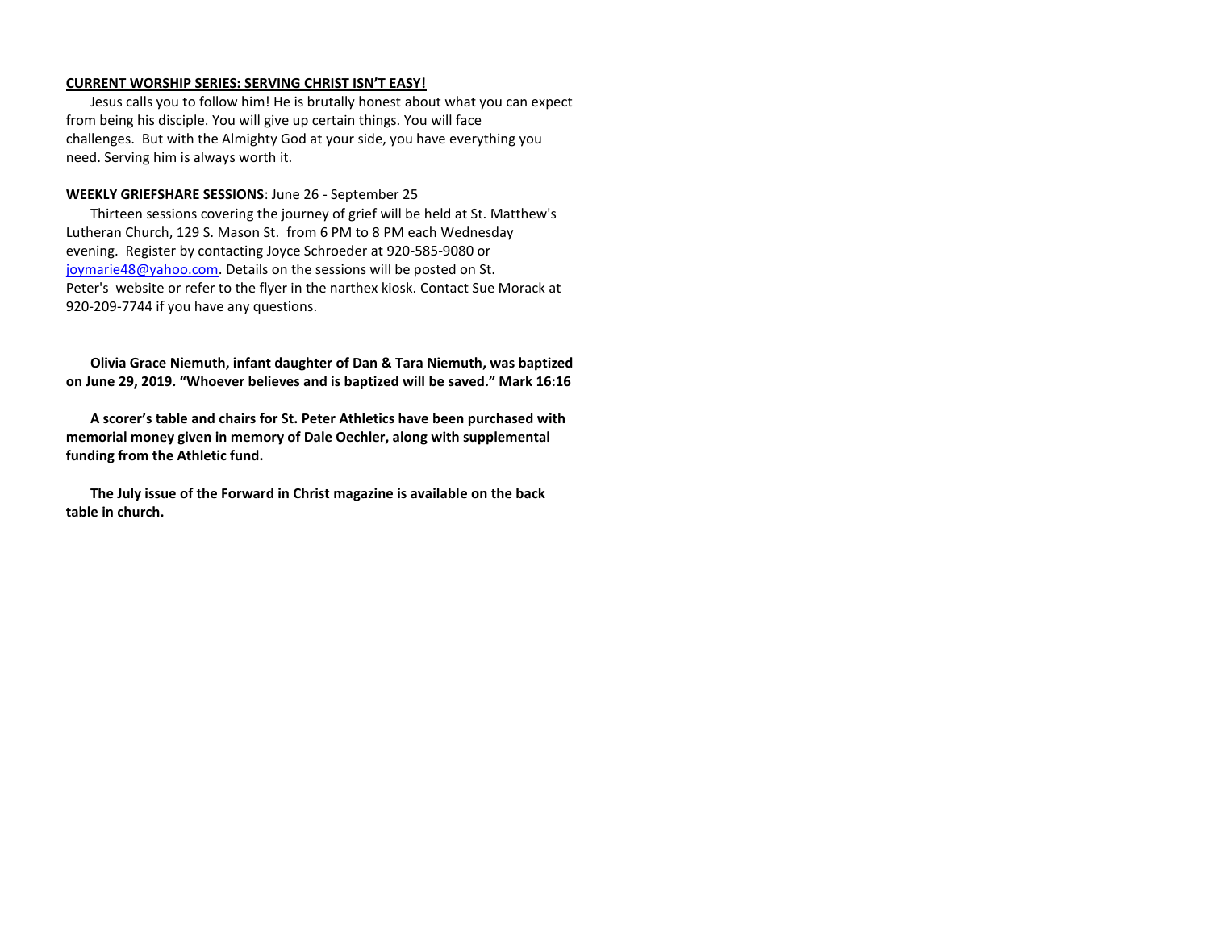**CURRENT WORSHIP SERIES: SERVING CHRIST ISN'T EASY!**

Jesus calls you to follow him! He is brutally honest about what you can expect from being his disciple. You will give up certain things. You will face challenges. But with the Almighty God at your side, you have everything you need. Serving him is always worth it.

**WEEKLY GRIEFSHARE SESSIONS**: June 26 - September 25

Thirteen sessions covering the journey of grief will be held at St. Matthew's Lutheran Church, 129 S. Mason St. from 6 PM to 8 PM each Wednesday evening. Register by contacting Joyce Schroeder at 920-585-9080 or joymarie48@yahoo.com. Details on the sessions will be posted on St. Peter's website or refer to the flyer in the narthex kiosk. Contact Sue Morack at 920-209-7744 if you have any questions.

**Olivia Grace Niemuth, infant daughter of Dan & Tara Niemuth, was baptized on June 29, 2019. "Whoever believes and is baptized will be saved." Mark 16:16**

**A scorer's table and chairs for St. Peter Athletics have been purchased with memorial money given in memory of Dale Oechler, along with supplemental funding from the Athletic fund.**

**The July issue of the Forward in Christ magazine is available on the back table in church.**